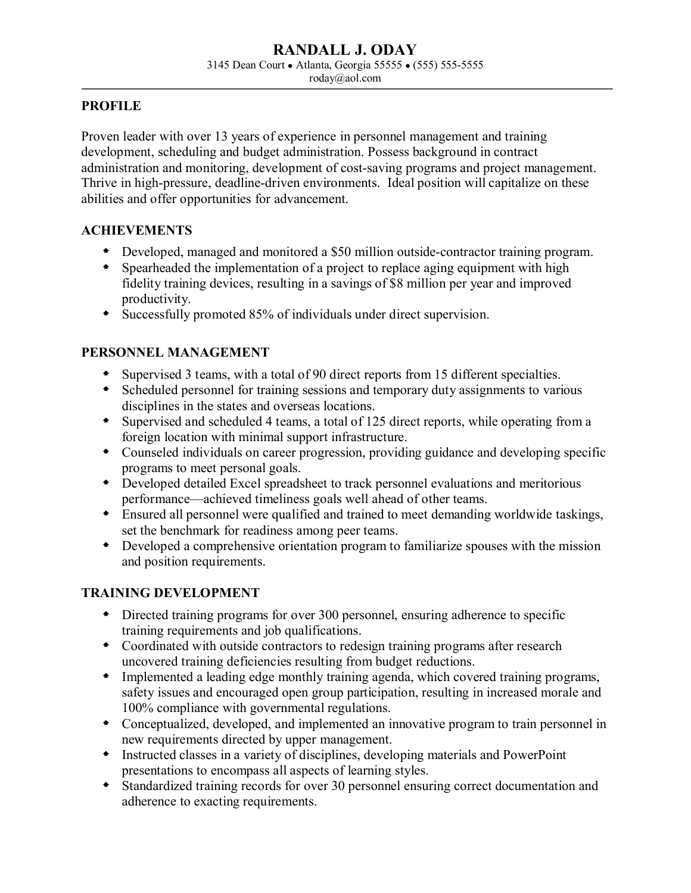# RANDALL J. ODAY

3145 Dean Court • Atlanta, Georgia 55555 • (555) 555-5555
roday@aol.com

## PROFILE

Proven leader with over 13 years of experience in personnel management and training development, scheduling and budget administration. Possess background in contract administration and monitoring, development of cost-saving programs and project management. Thrive in high-pressure, deadline-driven environments. Ideal position will capitalize on these abilities and offer opportunities for advancement.

## ACHIEVEMENTS

- Developed, managed and monitored a $50 million outside-contractor training program.
- Spearheaded the implementation of a project to replace aging equipment with high fidelity training devices, resulting in a savings of $8 million per year and improved productivity.
- Successfully promoted 85% of individuals under direct supervision.

## PERSONNEL MANAGEMENT

- Supervised 3 teams, with a total of 90 direct reports from 15 different specialties.
- Scheduled personnel for training sessions and temporary duty assignments to various disciplines in the states and overseas locations.
- Supervised and scheduled 4 teams, a total of 125 direct reports, while operating from a foreign location with minimal support infrastructure.
- Counseled individuals on career progression, providing guidance and developing specific programs to meet personal goals.
- Developed detailed Excel spreadsheet to track personnel evaluations and meritorious performance—achieved timeliness goals well ahead of other teams.
- Ensured all personnel were qualified and trained to meet demanding worldwide taskings, set the benchmark for readiness among peer teams.
- Developed a comprehensive orientation program to familiarize spouses with the mission and position requirements.

## TRAINING DEVELOPMENT

- Directed training programs for over 300 personnel, ensuring adherence to specific training requirements and job qualifications.
- Coordinated with outside contractors to redesign training programs after research uncovered training deficiencies resulting from budget reductions.
- Implemented a leading edge monthly training agenda, which covered training programs, safety issues and encouraged open group participation, resulting in increased morale and 100% compliance with governmental regulations.
- Conceptualized, developed, and implemented an innovative program to train personnel in new requirements directed by upper management.
- Instructed classes in a variety of disciplines, developing materials and PowerPoint presentations to encompass all aspects of learning styles.
- Standardized training records for over 30 personnel ensuring correct documentation and adherence to exacting requirements.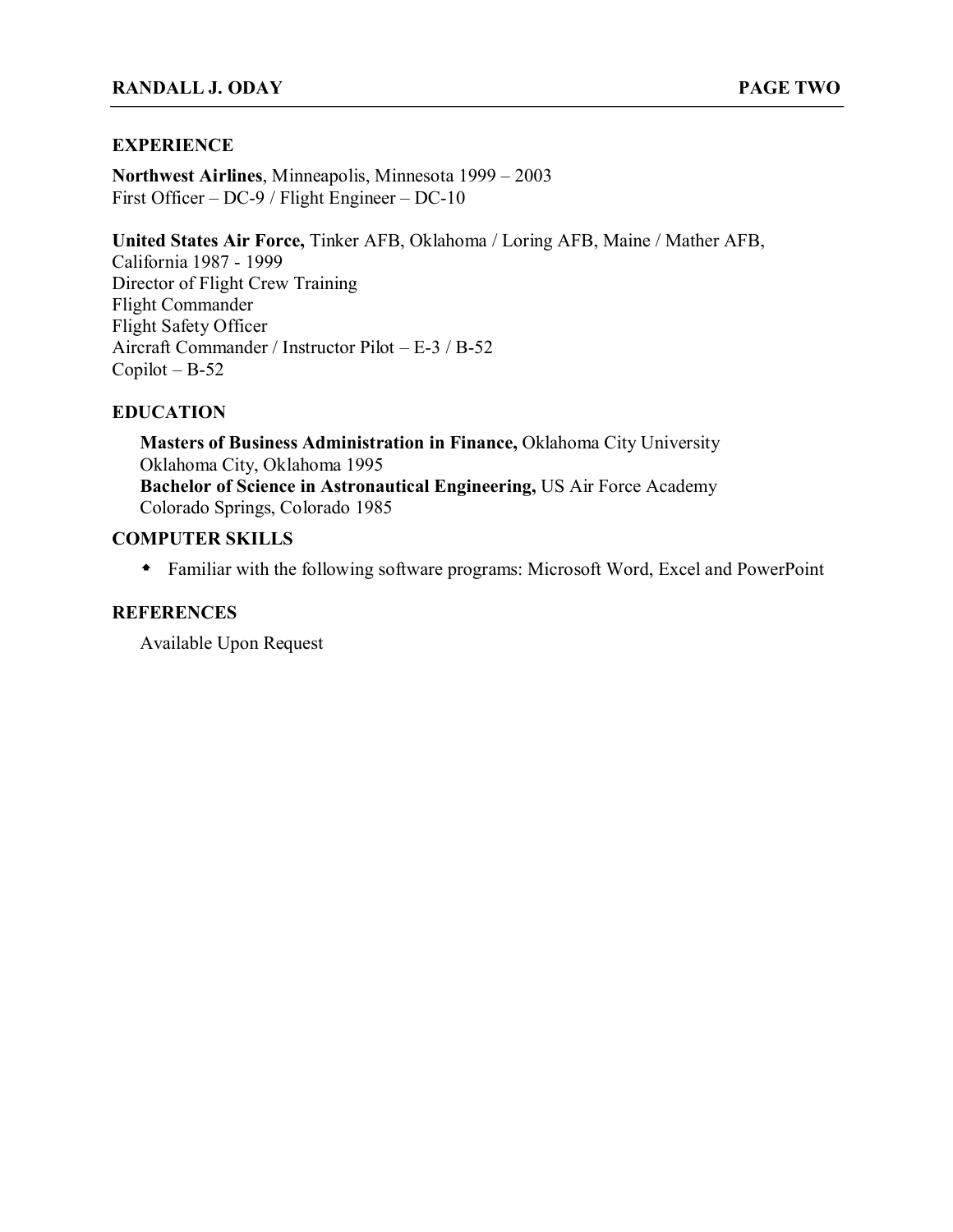## EXPERIENCE

**Northwest Airlines**, Minneapolis, Minnesota 1999 – 2003
First Officer – DC-9 / Flight Engineer – DC-10

**United States Air Force,** Tinker AFB, Oklahoma / Loring AFB, Maine / Mather AFB, California 1987 - 1999
Director of Flight Crew Training
Flight Commander
Flight Safety Officer
Aircraft Commander / Instructor Pilot – E-3 / B-52
Copilot – B-52

## EDUCATION

**Masters of Business Administration in Finance,** Oklahoma City University
Oklahoma City, Oklahoma 1995
**Bachelor of Science in Astronautical Engineering,** US Air Force Academy
Colorado Springs, Colorado 1985

## COMPUTER SKILLS

- Familiar with the following software programs: Microsoft Word, Excel and PowerPoint

## REFERENCES

Available Upon Request